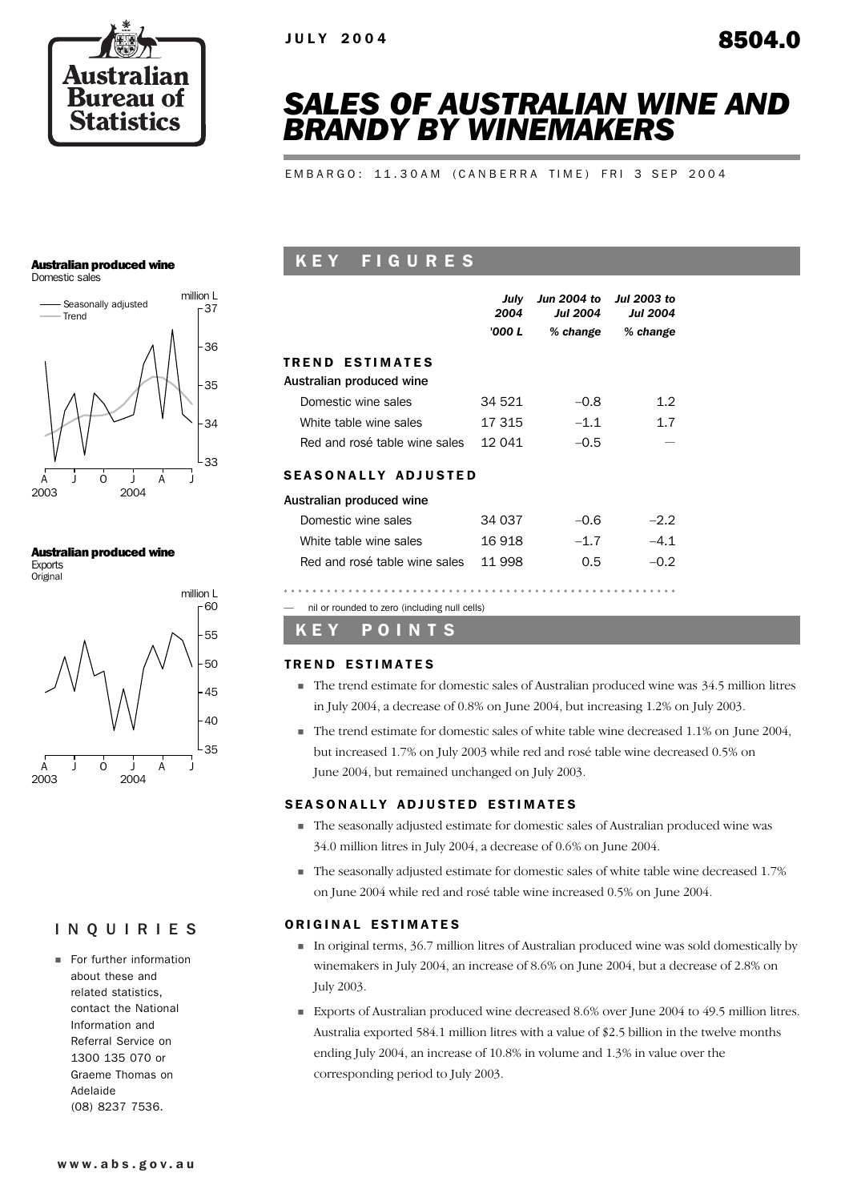JULY 2004

8504.0

# SALES OF AUSTRALIAN WINE AND BRANDY BY WINEMAKERS

EMBARGO: 11.30AM (CANBERRA TIME) FRI 3 SEP 2004

## KEY FIGURES

| | July 2004 | Jun 2004 to Jul 2004 | Jul 2003 to Jul 2004 |
|---|---|---|---|
| | '000 L | % change | % change |
| **TREND ESTIMATES** | | | |
| Australian produced wine | | | |
| Domestic wine sales | 34 521 | –0.8 | 1.2 |
| White table wine sales | 17 315 | –1.1 | 1.7 |
| Red and rosé table wine sales | 12 041 | –0.5 | — |
| **SEASONALLY ADJUSTED** | | | |
| Australian produced wine | | | |
| Domestic wine sales | 34 037 | –0.6 | –2.2 |
| White table wine sales | 16 918 | –1.7 | –4.1 |
| Red and rosé table wine sales | 11 998 | 0.5 | –0.2 |

— nil or rounded to zero (including null cells)

## KEY POINTS

### TREND ESTIMATES

- The trend estimate for domestic sales of Australian produced wine was 34.5 million litres in July 2004, a decrease of 0.8% on June 2004, but increasing 1.2% on July 2003.
- The trend estimate for domestic sales of white table wine decreased 1.1% on June 2004, but increased 1.7% on July 2003 while red and rosé table wine decreased 0.5% on June 2004, but remained unchanged on July 2003.

### SEASONALLY ADJUSTED ESTIMATES

- The seasonally adjusted estimate for domestic sales of Australian produced wine was 34.0 million litres in July 2004, a decrease of 0.6% on June 2004.
- The seasonally adjusted estimate for domestic sales of white table wine decreased 1.7% on June 2004 while red and rosé table wine increased 0.5% on June 2004.

### ORIGINAL ESTIMATES

- In original terms, 36.7 million litres of Australian produced wine was sold domestically by winemakers in July 2004, an increase of 8.6% on June 2004, but a decrease of 2.8% on July 2003.
- Exports of Australian produced wine decreased 8.6% over June 2004 to 49.5 million litres. Australia exported 584.1 million litres with a value of $2.5 billion in the twelve months ending July 2004, an increase of 10.8% in volume and 1.3% in value over the corresponding period to July 2003.

**Australian produced wine**
Domestic sales

**Australian produced wine**
Exports
Original

## INQUIRIES

- For further information about these and related statistics, contact the National Information and Referral Service on 1300 135 070 or Graeme Thomas on Adelaide (08) 8237 7536.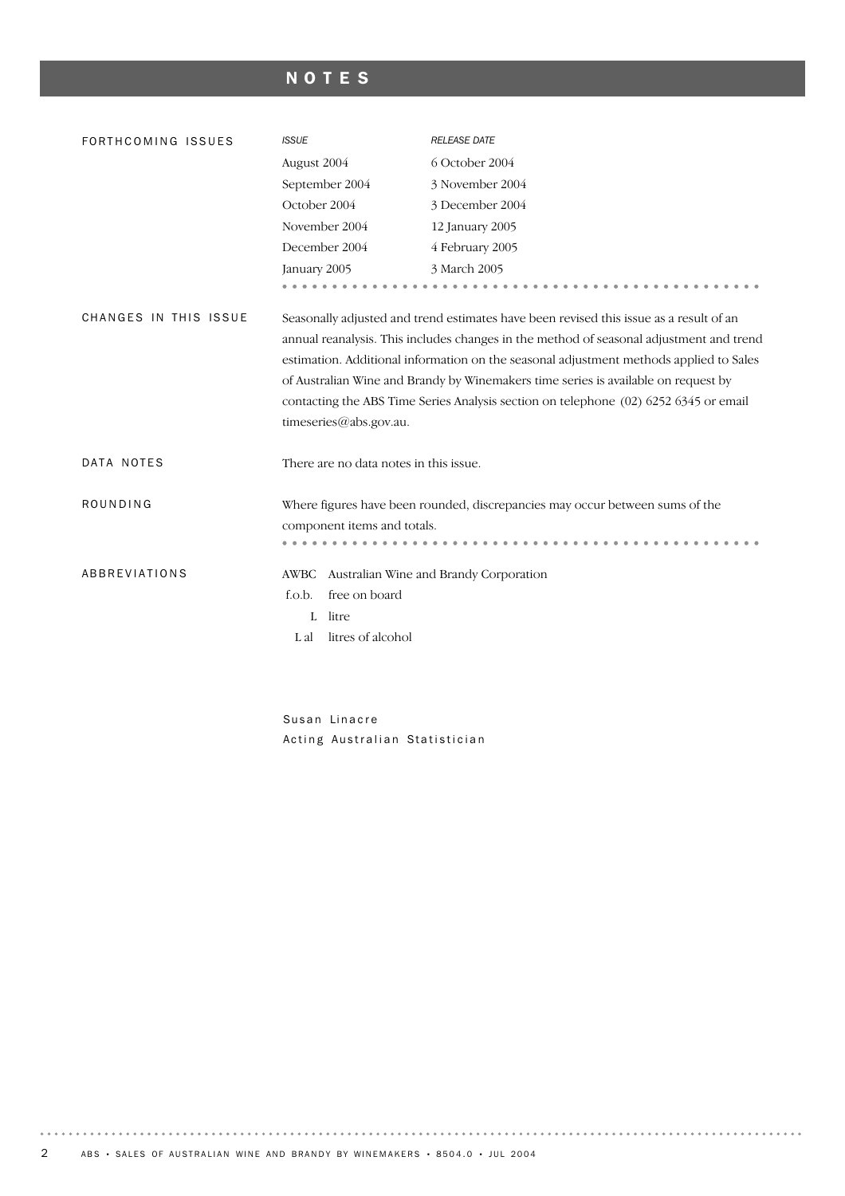# NOTES

## FORTHCOMING ISSUES

| *ISSUE* | *RELEASE DATE* |
|---|---|
| August 2004 | 6 October 2004 |
| September 2004 | 3 November 2004 |
| October 2004 | 3 December 2004 |
| November 2004 | 12 January 2005 |
| December 2004 | 4 February 2005 |
| January 2005 | 3 March 2005 |

## CHANGES IN THIS ISSUE

Seasonally adjusted and trend estimates have been revised this issue as a result of an annual reanalysis. This includes changes in the method of seasonal adjustment and trend estimation. Additional information on the seasonal adjustment methods applied to Sales of Australian Wine and Brandy by Winemakers time series is available on request by contacting the ABS Time Series Analysis section on telephone (02) 6252 6345 or email timeseries@abs.gov.au.

## DATA NOTES

There are no data notes in this issue.

## ROUNDING

Where figures have been rounded, discrepancies may occur between sums of the component items and totals.

## ABBREVIATIONS

| | |
|---|---|
| AWBC | Australian Wine and Brandy Corporation |
| f.o.b. | free on board |
| L | litre |
| L al | litres of alcohol |

Susan Linacre
Acting Australian Statistician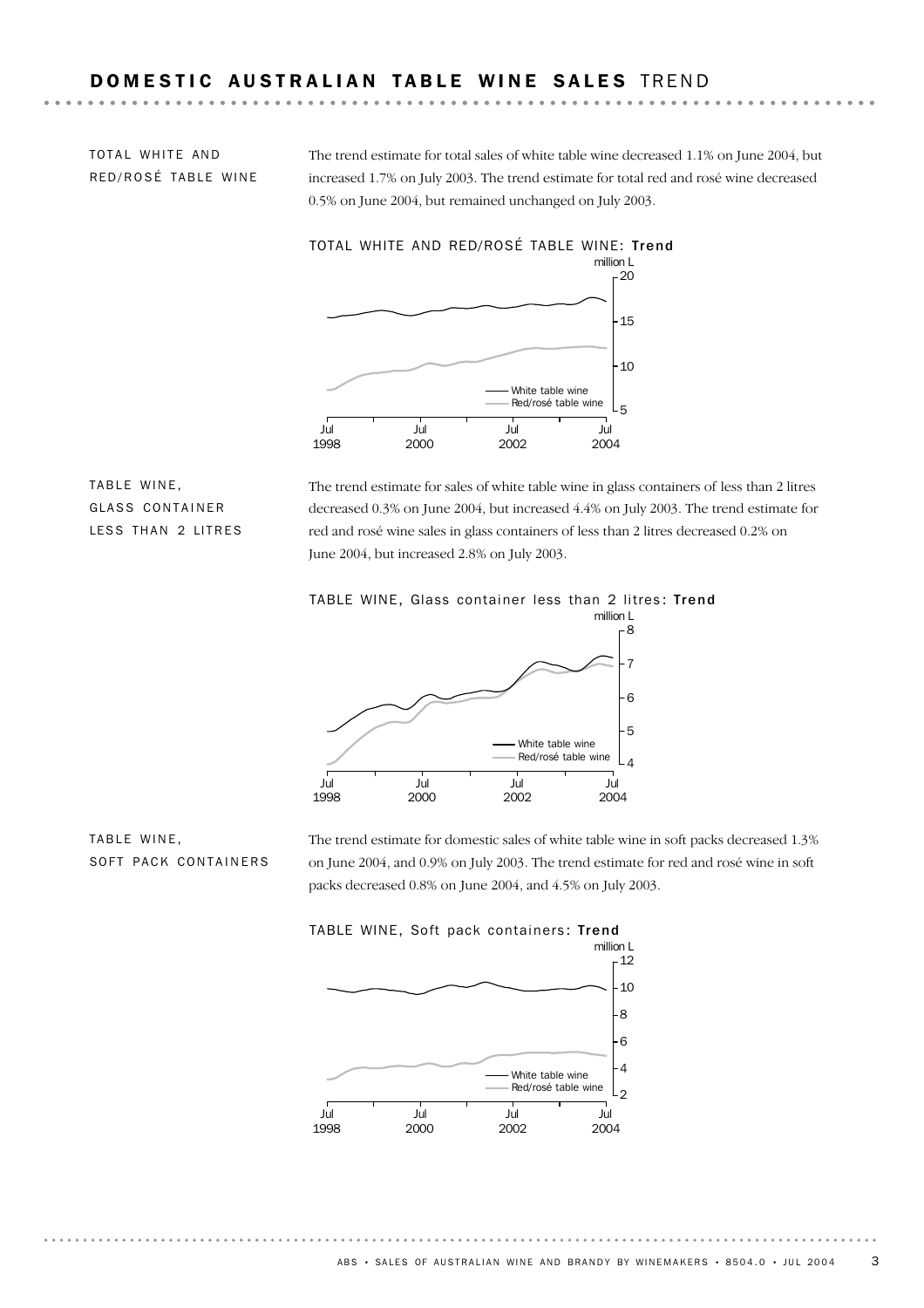## DOMESTIC AUSTRALIAN TABLE WINE SALES TREND

### TOTAL WHITE AND RED/ROSÉ TABLE WINE

The trend estimate for total sales of white table wine decreased 1.1% on June 2004, but increased 1.7% on July 2003. The trend estimate for total red and rosé wine decreased 0.5% on June 2004, but remained unchanged on July 2003.

TOTAL WHITE AND RED/ROSÉ TABLE WINE: **Trend**

### TABLE WINE, GLASS CONTAINER LESS THAN 2 LITRES

The trend estimate for sales of white table wine in glass containers of less than 2 litres decreased 0.3% on June 2004, but increased 4.4% on July 2003. The trend estimate for red and rosé wine sales in glass containers of less than 2 litres decreased 0.2% on June 2004, but increased 2.8% on July 2003.

TABLE WINE, Glass container less than 2 litres: **Trend**

### TABLE WINE, SOFT PACK CONTAINERS

The trend estimate for domestic sales of white table wine in soft packs decreased 1.3% on June 2004, and 0.9% on July 2003. The trend estimate for red and rosé wine in soft packs decreased 0.8% on June 2004, and 4.5% on July 2003.

TABLE WINE, Soft pack containers: **Trend**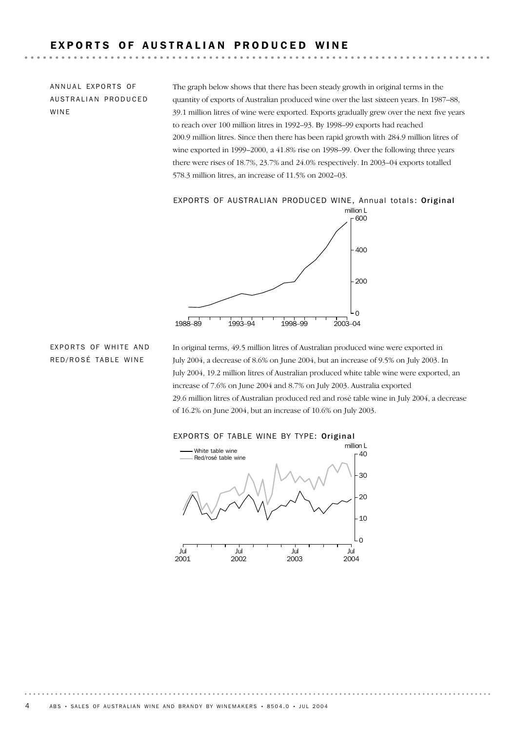# EXPORTS OF AUSTRALIAN PRODUCED WINE

## ANNUAL EXPORTS OF AUSTRALIAN PRODUCED WINE

The graph below shows that there has been steady growth in original terms in the quantity of exports of Australian produced wine over the last sixteen years. In 1987–88, 39.1 million litres of wine were exported. Exports gradually grew over the next five years to reach over 100 million litres in 1992–93. By 1998–99 exports had reached 200.9 million litres. Since then there has been rapid growth with 284.9 million litres of wine exported in 1999–2000, a 41.8% rise on 1998–99. Over the following three years there were rises of 18.7%, 23.7% and 24.0% respectively. In 2003–04 exports totalled 578.3 million litres, an increase of 11.5% on 2002–03.

EXPORTS OF AUSTRALIAN PRODUCED WINE, Annual totals: **Original**

## EXPORTS OF WHITE AND RED/ROSÉ TABLE WINE

In original terms, 49.5 million litres of Australian produced wine were exported in July 2004, a decrease of 8.6% on June 2004, but an increase of 9.5% on July 2003. In July 2004, 19.2 million litres of Australian produced white table wine were exported, an increase of 7.6% on June 2004 and 8.7% on July 2003. Australia exported 29.6 million litres of Australian produced red and rosé table wine in July 2004, a decrease of 16.2% on June 2004, but an increase of 10.6% on July 2003.

EXPORTS OF TABLE WINE BY TYPE: **Original**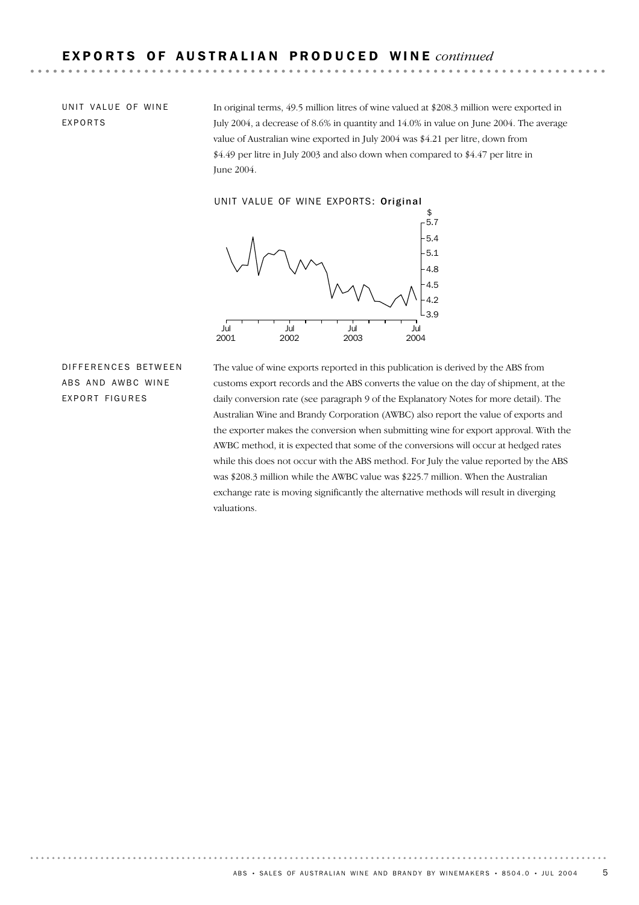## EXPORTS OF AUSTRALIAN PRODUCED WINE *continued*

### UNIT VALUE OF WINE EXPORTS

In original terms, 49.5 million litres of wine valued at $208.3 million were exported in July 2004, a decrease of 8.6% in quantity and 14.0% in value on June 2004. The average value of Australian wine exported in July 2004 was $4.21 per litre, down from $4.49 per litre in July 2003 and also down when compared to $4.47 per litre in June 2004.

UNIT VALUE OF WINE EXPORTS: **Original**

### DIFFERENCES BETWEEN ABS AND AWBC WINE EXPORT FIGURES

The value of wine exports reported in this publication is derived by the ABS from customs export records and the ABS converts the value on the day of shipment, at the daily conversion rate (see paragraph 9 of the Explanatory Notes for more detail). The Australian Wine and Brandy Corporation (AWBC) also report the value of exports and the exporter makes the conversion when submitting wine for export approval. With the AWBC method, it is expected that some of the conversions will occur at hedged rates while this does not occur with the ABS method. For July the value reported by the ABS was $208.3 million while the AWBC value was $225.7 million. When the Australian exchange rate is moving significantly the alternative methods will result in diverging valuations.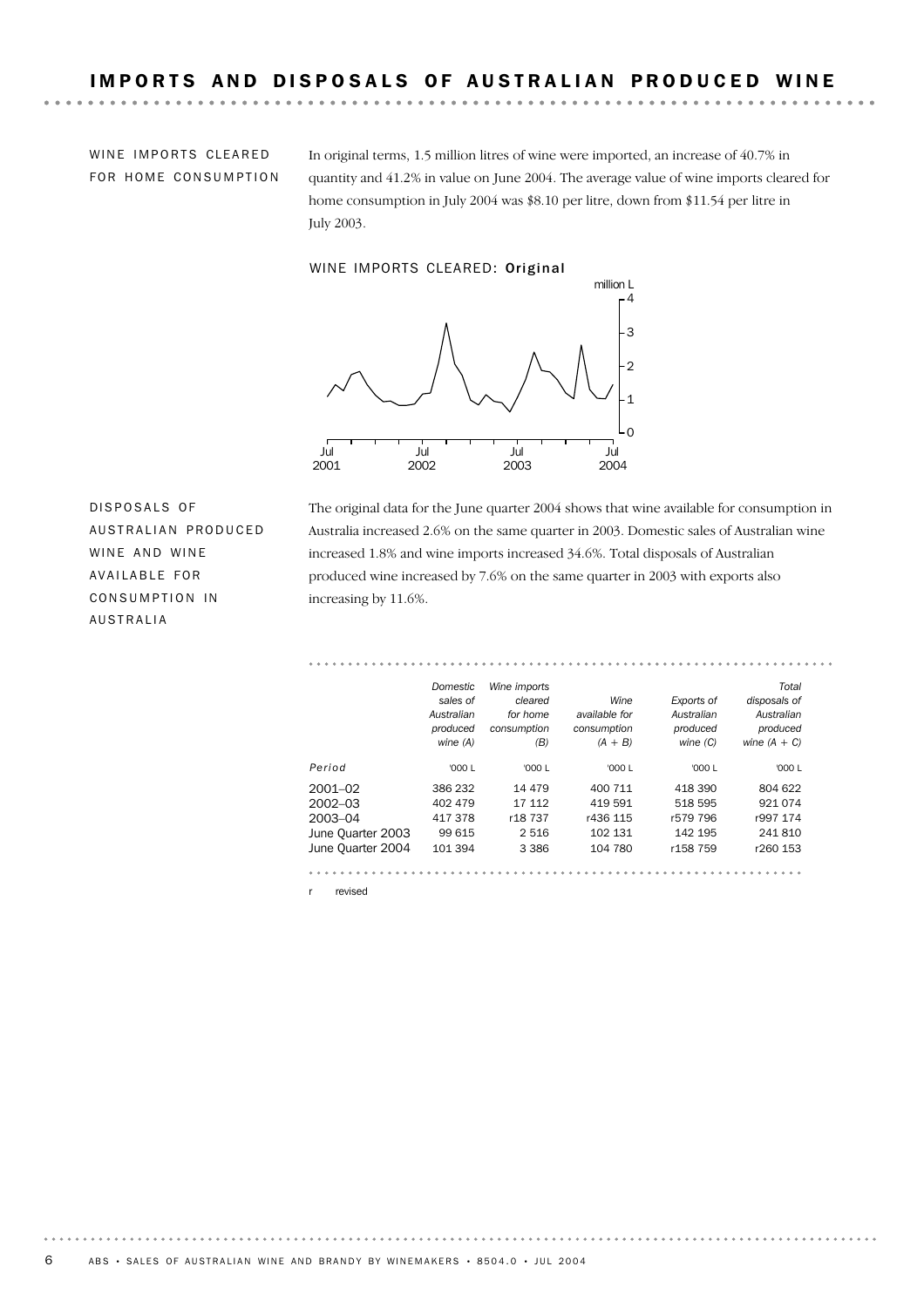## IMPORTS AND DISPOSALS OF AUSTRALIAN PRODUCED WINE

### WINE IMPORTS CLEARED FOR HOME CONSUMPTION

In original terms, 1.5 million litres of wine were imported, an increase of 40.7% in quantity and 41.2% in value on June 2004. The average value of wine imports cleared for home consumption in July 2004 was $8.10 per litre, down from $11.54 per litre in July 2003.

WINE IMPORTS CLEARED: **Original**

### DISPOSALS OF AUSTRALIAN PRODUCED WINE AND WINE AVAILABLE FOR CONSUMPTION IN AUSTRALIA

The original data for the June quarter 2004 shows that wine available for consumption in Australia increased 2.6% on the same quarter in 2003. Domestic sales of Australian wine increased 1.8% and wine imports increased 34.6%. Total disposals of Australian produced wine increased by 7.6% on the same quarter in 2003 with exports also increasing by 11.6%.

| Period | *Domestic sales of Australian produced wine (A)* | *Wine imports cleared for home consumption (B)* | *Wine available for consumption (A + B)* | *Exports of Australian produced wine (C)* | *Total disposals of Australian produced wine (A + C)* |
|---|---|---|---|---|---|
| | '000 L | '000 L | '000 L | '000 L | '000 L |
| 2001–02 | 386 232 | 14 479 | 400 711 | 418 390 | 804 622 |
| 2002–03 | 402 479 | 17 112 | 419 591 | 518 595 | 921 074 |
| 2003–04 | 417 378 | r18 737 | r436 115 | r579 796 | r997 174 |
| June Quarter 2003 | 99 615 | 2 516 | 102 131 | 142 195 | 241 810 |
| June Quarter 2004 | 101 394 | 3 386 | 104 780 | r158 759 | r260 153 |

r revised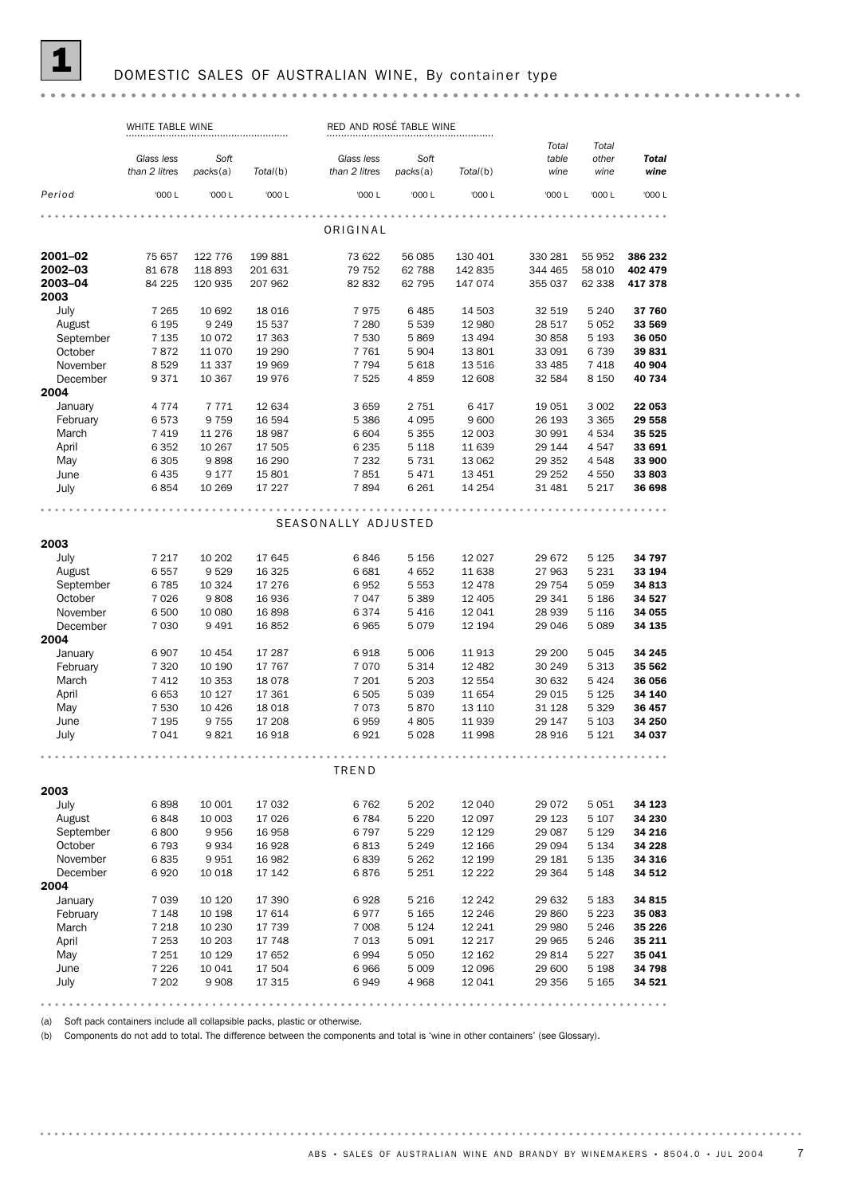# 1 DOMESTIC SALES OF AUSTRALIAN WINE, By container type

| | WHITE TABLE WINE | | | RED AND ROSÉ TABLE WINE | | | | | |
|---|---|---|---|---|---|---|---|---|---|
| | *Glass less than 2 litres* | *Soft packs*(a) | *Total*(b) | *Glass less than 2 litres* | *Soft packs*(a) | *Total*(b) | *Total table wine* | *Total other wine* | ***Total wine*** |
| *Period* | '000 L | '000 L | '000 L | '000 L | '000 L | '000 L | '000 L | '000 L | '000 L |
| | | | | ORIGINAL | | | | | |
| **2001–02** | 75 657 | 122 776 | 199 881 | 73 622 | 56 085 | 130 401 | 330 281 | 55 952 | **386 232** |
| **2002–03** | 81 678 | 118 893 | 201 631 | 79 752 | 62 788 | 142 835 | 344 465 | 58 010 | **402 479** |
| **2003–04** | 84 225 | 120 935 | 207 962 | 82 832 | 62 795 | 147 074 | 355 037 | 62 338 | **417 378** |
| **2003** | | | | | | | | | |
| July | 7 265 | 10 692 | 18 016 | 7 975 | 6 485 | 14 503 | 32 519 | 5 240 | **37 760** |
| August | 6 195 | 9 249 | 15 537 | 7 280 | 5 539 | 12 980 | 28 517 | 5 052 | **33 569** |
| September | 7 135 | 10 072 | 17 363 | 7 530 | 5 869 | 13 494 | 30 858 | 5 193 | **36 050** |
| October | 7 872 | 11 070 | 19 290 | 7 761 | 5 904 | 13 801 | 33 091 | 6 739 | **39 831** |
| November | 8 529 | 11 337 | 19 969 | 7 794 | 5 618 | 13 516 | 33 485 | 7 418 | **40 904** |
| December | 9 371 | 10 367 | 19 976 | 7 525 | 4 859 | 12 608 | 32 584 | 8 150 | **40 734** |
| **2004** | | | | | | | | | |
| January | 4 774 | 7 771 | 12 634 | 3 659 | 2 751 | 6 417 | 19 051 | 3 002 | **22 053** |
| February | 6 573 | 9 759 | 16 594 | 5 386 | 4 095 | 9 600 | 26 193 | 3 365 | **29 558** |
| March | 7 419 | 11 276 | 18 987 | 6 604 | 5 355 | 12 003 | 30 991 | 4 534 | **35 525** |
| April | 6 352 | 10 267 | 17 505 | 6 235 | 5 118 | 11 639 | 29 144 | 4 547 | **33 691** |
| May | 6 305 | 9 898 | 16 290 | 7 232 | 5 731 | 13 062 | 29 352 | 4 548 | **33 900** |
| June | 6 435 | 9 177 | 15 801 | 7 851 | 5 471 | 13 451 | 29 252 | 4 550 | **33 803** |
| July | 6 854 | 10 269 | 17 227 | 7 894 | 6 261 | 14 254 | 31 481 | 5 217 | **36 698** |
| | | | | SEASONALLY ADJUSTED | | | | | |
| **2003** | | | | | | | | | |
| July | 7 217 | 10 202 | 17 645 | 6 846 | 5 156 | 12 027 | 29 672 | 5 125 | **34 797** |
| August | 6 557 | 9 529 | 16 325 | 6 681 | 4 652 | 11 638 | 27 963 | 5 231 | **33 194** |
| September | 6 785 | 10 324 | 17 276 | 6 952 | 5 553 | 12 478 | 29 754 | 5 059 | **34 813** |
| October | 7 026 | 9 808 | 16 936 | 7 047 | 5 389 | 12 405 | 29 341 | 5 186 | **34 527** |
| November | 6 500 | 10 080 | 16 898 | 6 374 | 5 416 | 12 041 | 28 939 | 5 116 | **34 055** |
| December | 7 030 | 9 491 | 16 852 | 6 965 | 5 079 | 12 194 | 29 046 | 5 089 | **34 135** |
| **2004** | | | | | | | | | |
| January | 6 907 | 10 454 | 17 287 | 6 918 | 5 006 | 11 913 | 29 200 | 5 045 | **34 245** |
| February | 7 320 | 10 190 | 17 767 | 7 070 | 5 314 | 12 482 | 30 249 | 5 313 | **35 562** |
| March | 7 412 | 10 353 | 18 078 | 7 201 | 5 203 | 12 554 | 30 632 | 5 424 | **36 056** |
| April | 6 653 | 10 127 | 17 361 | 6 505 | 5 039 | 11 654 | 29 015 | 5 125 | **34 140** |
| May | 7 530 | 10 426 | 18 018 | 7 073 | 5 870 | 13 110 | 31 128 | 5 329 | **36 457** |
| June | 7 195 | 9 755 | 17 208 | 6 959 | 4 805 | 11 939 | 29 147 | 5 103 | **34 250** |
| July | 7 041 | 9 821 | 16 918 | 6 921 | 5 028 | 11 998 | 28 916 | 5 121 | **34 037** |
| | | | | TREND | | | | | |
| **2003** | | | | | | | | | |
| July | 6 898 | 10 001 | 17 032 | 6 762 | 5 202 | 12 040 | 29 072 | 5 051 | **34 123** |
| August | 6 848 | 10 003 | 17 026 | 6 784 | 5 220 | 12 097 | 29 123 | 5 107 | **34 230** |
| September | 6 800 | 9 956 | 16 958 | 6 797 | 5 229 | 12 129 | 29 087 | 5 129 | **34 216** |
| October | 6 793 | 9 934 | 16 928 | 6 813 | 5 249 | 12 166 | 29 094 | 5 134 | **34 228** |
| November | 6 835 | 9 951 | 16 982 | 6 839 | 5 262 | 12 199 | 29 181 | 5 135 | **34 316** |
| December | 6 920 | 10 018 | 17 142 | 6 876 | 5 251 | 12 222 | 29 364 | 5 148 | **34 512** |
| **2004** | | | | | | | | | |
| January | 7 039 | 10 120 | 17 390 | 6 928 | 5 216 | 12 242 | 29 632 | 5 183 | **34 815** |
| February | 7 148 | 10 198 | 17 614 | 6 977 | 5 165 | 12 246 | 29 860 | 5 223 | **35 083** |
| March | 7 218 | 10 230 | 17 739 | 7 008 | 5 124 | 12 241 | 29 980 | 5 246 | **35 226** |
| April | 7 253 | 10 203 | 17 748 | 7 013 | 5 091 | 12 217 | 29 965 | 5 246 | **35 211** |
| May | 7 251 | 10 129 | 17 652 | 6 994 | 5 050 | 12 162 | 29 814 | 5 227 | **35 041** |
| June | 7 226 | 10 041 | 17 504 | 6 966 | 5 009 | 12 096 | 29 600 | 5 198 | **34 798** |
| July | 7 202 | 9 908 | 17 315 | 6 949 | 4 968 | 12 041 | 29 356 | 5 165 | **34 521** |

(a) Soft pack containers include all collapsible packs, plastic or otherwise.

(b) Components do not add to total. The difference between the components and total is 'wine in other containers' (see Glossary).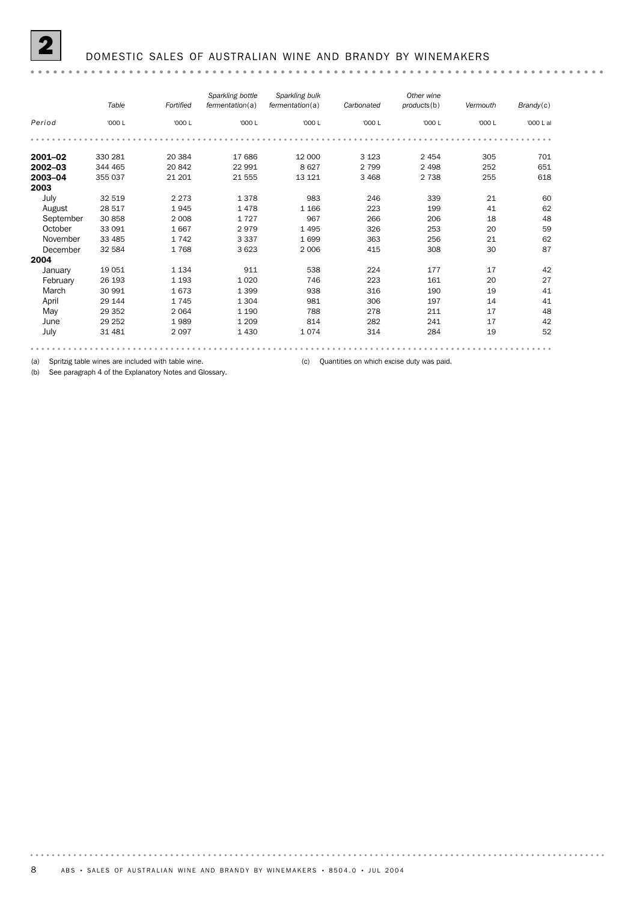## 2 DOMESTIC SALES OF AUSTRALIAN WINE AND BRANDY BY WINEMAKERS

| Period | *Table* | *Fortified* | *Sparkling bottle fermentation*(a) | *Sparkling bulk fermentation*(a) | *Carbonated* | *Other wine products*(b) | *Vermouth* | *Brandy*(c) |
|---|---|---|---|---|---|---|---|---|
| | '000 L | '000 L | '000 L | '000 L | '000 L | '000 L | '000 L | '000 L al |
| **2001–02** | 330 281 | 20 384 | 17 686 | 12 000 | 3 123 | 2 454 | 305 | 701 |
| **2002–03** | 344 465 | 20 842 | 22 991 | 8 627 | 2 799 | 2 498 | 252 | 651 |
| **2003–04** | 355 037 | 21 201 | 21 555 | 13 121 | 3 468 | 2 738 | 255 | 618 |
| **2003** | | | | | | | | |
| July | 32 519 | 2 273 | 1 378 | 983 | 246 | 339 | 21 | 60 |
| August | 28 517 | 1 945 | 1 478 | 1 166 | 223 | 199 | 41 | 62 |
| September | 30 858 | 2 008 | 1 727 | 967 | 266 | 206 | 18 | 48 |
| October | 33 091 | 1 667 | 2 979 | 1 495 | 326 | 253 | 20 | 59 |
| November | 33 485 | 1 742 | 3 337 | 1 699 | 363 | 256 | 21 | 62 |
| December | 32 584 | 1 768 | 3 623 | 2 006 | 415 | 308 | 30 | 87 |
| **2004** | | | | | | | | |
| January | 19 051 | 1 134 | 911 | 538 | 224 | 177 | 17 | 42 |
| February | 26 193 | 1 193 | 1 020 | 746 | 223 | 161 | 20 | 27 |
| March | 30 991 | 1 673 | 1 399 | 938 | 316 | 190 | 19 | 41 |
| April | 29 144 | 1 745 | 1 304 | 981 | 306 | 197 | 14 | 41 |
| May | 29 352 | 2 064 | 1 190 | 788 | 278 | 211 | 17 | 48 |
| June | 29 252 | 1 989 | 1 209 | 814 | 282 | 241 | 17 | 42 |
| July | 31 481 | 2 097 | 1 430 | 1 074 | 314 | 284 | 19 | 52 |

(a) Spritzig table wines are included with table wine.
(b) See paragraph 4 of the Explanatory Notes and Glossary.
(c) Quantities on which excise duty was paid.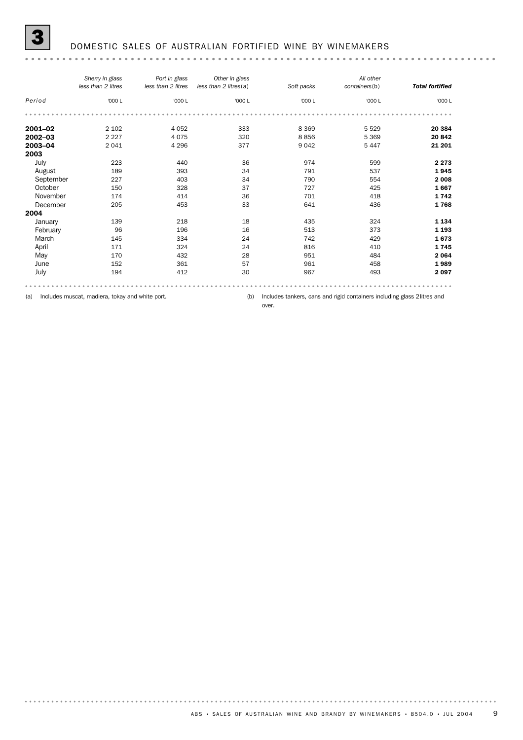# 3 DOMESTIC SALES OF AUSTRALIAN FORTIFIED WINE BY WINEMAKERS

| Period | *Sherry in glass less than 2 litres* | *Port in glass less than 2 litres* | *Other in glass less than 2 litres(a)* | *Soft packs* | *All other containers(b)* | ***Total fortified*** |
|---|---|---|---|---|---|---|
| | '000 L | '000 L | '000 L | '000 L | '000 L | '000 L |
| **2001–02** | 2 102 | 4 052 | 333 | 8 369 | 5 529 | **20 384** |
| **2002–03** | 2 227 | 4 075 | 320 | 8 856 | 5 369 | **20 842** |
| **2003–04** | 2 041 | 4 296 | 377 | 9 042 | 5 447 | **21 201** |
| **2003** | | | | | | |
| July | 223 | 440 | 36 | 974 | 599 | **2 273** |
| August | 189 | 393 | 34 | 791 | 537 | **1 945** |
| September | 227 | 403 | 34 | 790 | 554 | **2 008** |
| October | 150 | 328 | 37 | 727 | 425 | **1 667** |
| November | 174 | 414 | 36 | 701 | 418 | **1 742** |
| December | 205 | 453 | 33 | 641 | 436 | **1 768** |
| **2004** | | | | | | |
| January | 139 | 218 | 18 | 435 | 324 | **1 134** |
| February | 96 | 196 | 16 | 513 | 373 | **1 193** |
| March | 145 | 334 | 24 | 742 | 429 | **1 673** |
| April | 171 | 324 | 24 | 816 | 410 | **1 745** |
| May | 170 | 432 | 28 | 951 | 484 | **2 064** |
| June | 152 | 361 | 57 | 961 | 458 | **1 989** |
| July | 194 | 412 | 30 | 967 | 493 | **2 097** |

(a) Includes muscat, madiera, tokay and white port.

(b) Includes tankers, cans and rigid containers including glass 2 litres and over.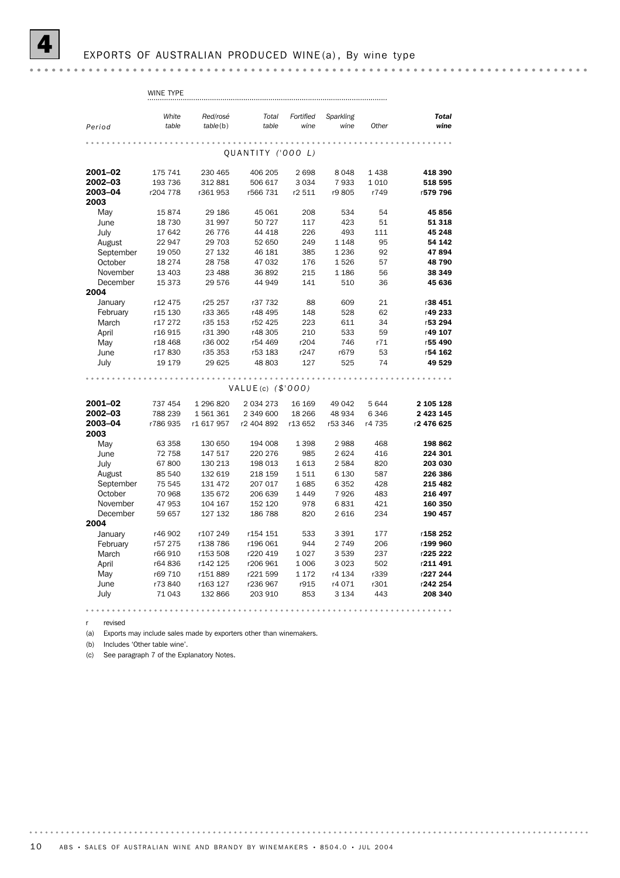# 4 EXPORTS OF AUSTRALIAN PRODUCED WINE(a), By wine type

| Period | White table | Red/rosé table(b) | Total table | Fortified wine | Sparkling wine | Other | Total wine |
|---|---|---|---|---|---|---|---|
| | WINE TYPE | | | | | | |
| **QUANTITY ('000 L)** | | | | | | | |
| **2001–02** | 175 741 | 230 465 | 406 205 | 2 698 | 8 048 | 1 438 | **418 390** |
| **2002–03** | 193 736 | 312 881 | 506 617 | 3 034 | 7 933 | 1 010 | **518 595** |
| **2003–04** | r204 778 | r361 953 | r566 731 | r2 511 | r9 805 | r749 | r**579 796** |
| **2003** | | | | | | | |
| May | 15 874 | 29 186 | 45 061 | 208 | 534 | 54 | **45 856** |
| June | 18 730 | 31 997 | 50 727 | 117 | 423 | 51 | **51 318** |
| July | 17 642 | 26 776 | 44 418 | 226 | 493 | 111 | **45 248** |
| August | 22 947 | 29 703 | 52 650 | 249 | 1 148 | 95 | **54 142** |
| September | 19 050 | 27 132 | 46 181 | 385 | 1 236 | 92 | **47 894** |
| October | 18 274 | 28 758 | 47 032 | 176 | 1 526 | 57 | **48 790** |
| November | 13 403 | 23 488 | 36 892 | 215 | 1 186 | 56 | **38 349** |
| December | 15 373 | 29 576 | 44 949 | 141 | 510 | 36 | **45 636** |
| **2004** | | | | | | | |
| January | r12 475 | r25 257 | r37 732 | 88 | 609 | 21 | r**38 451** |
| February | r15 130 | r33 365 | r48 495 | 148 | 528 | 62 | r**49 233** |
| March | r17 272 | r35 153 | r52 425 | 223 | 611 | 34 | r**53 294** |
| April | r16 915 | r31 390 | r48 305 | 210 | 533 | 59 | r**49 107** |
| May | r18 468 | r36 002 | r54 469 | r204 | 746 | r71 | r**55 490** |
| June | r17 830 | r35 353 | r53 183 | r247 | r679 | 53 | r**54 162** |
| July | 19 179 | 29 625 | 48 803 | 127 | 525 | 74 | **49 529** |
| **VALUE(c) ($'000)** | | | | | | | |
| **2001–02** | 737 454 | 1 296 820 | 2 034 273 | 16 169 | 49 042 | 5 644 | **2 105 128** |
| **2002–03** | 788 239 | 1 561 361 | 2 349 600 | 18 266 | 48 934 | 6 346 | **2 423 145** |
| **2003–04** | r786 935 | r1 617 957 | r2 404 892 | r13 652 | r53 346 | r4 735 | r**2 476 625** |
| **2003** | | | | | | | |
| May | 63 358 | 130 650 | 194 008 | 1 398 | 2 988 | 468 | **198 862** |
| June | 72 758 | 147 517 | 220 276 | 985 | 2 624 | 416 | **224 301** |
| July | 67 800 | 130 213 | 198 013 | 1 613 | 2 584 | 820 | **203 030** |
| August | 85 540 | 132 619 | 218 159 | 1 511 | 6 130 | 587 | **226 386** |
| September | 75 545 | 131 472 | 207 017 | 1 685 | 6 352 | 428 | **215 482** |
| October | 70 968 | 135 672 | 206 639 | 1 449 | 7 926 | 483 | **216 497** |
| November | 47 953 | 104 167 | 152 120 | 978 | 6 831 | 421 | **160 350** |
| December | 59 657 | 127 132 | 186 788 | 820 | 2 616 | 234 | **190 457** |
| **2004** | | | | | | | |
| January | r46 902 | r107 249 | r154 151 | 533 | 3 391 | 177 | r**158 252** |
| February | r57 275 | r138 786 | r196 061 | 944 | 2 749 | 206 | r**199 960** |
| March | r66 910 | r153 508 | r220 419 | 1 027 | 3 539 | 237 | r**225 222** |
| April | r64 836 | r142 125 | r206 961 | 1 006 | 3 023 | 502 | r**211 491** |
| May | r69 710 | r151 889 | r221 599 | 1 172 | r4 134 | r339 | r**227 244** |
| June | r73 840 | r163 127 | r236 967 | r915 | r4 071 | r301 | r**242 254** |
| July | 71 043 | 132 866 | 203 910 | 853 | 3 134 | 443 | **208 340** |

r revised

(a) Exports may include sales made by exporters other than winemakers.

(b) Includes 'Other table wine'.

(c) See paragraph 7 of the Explanatory Notes.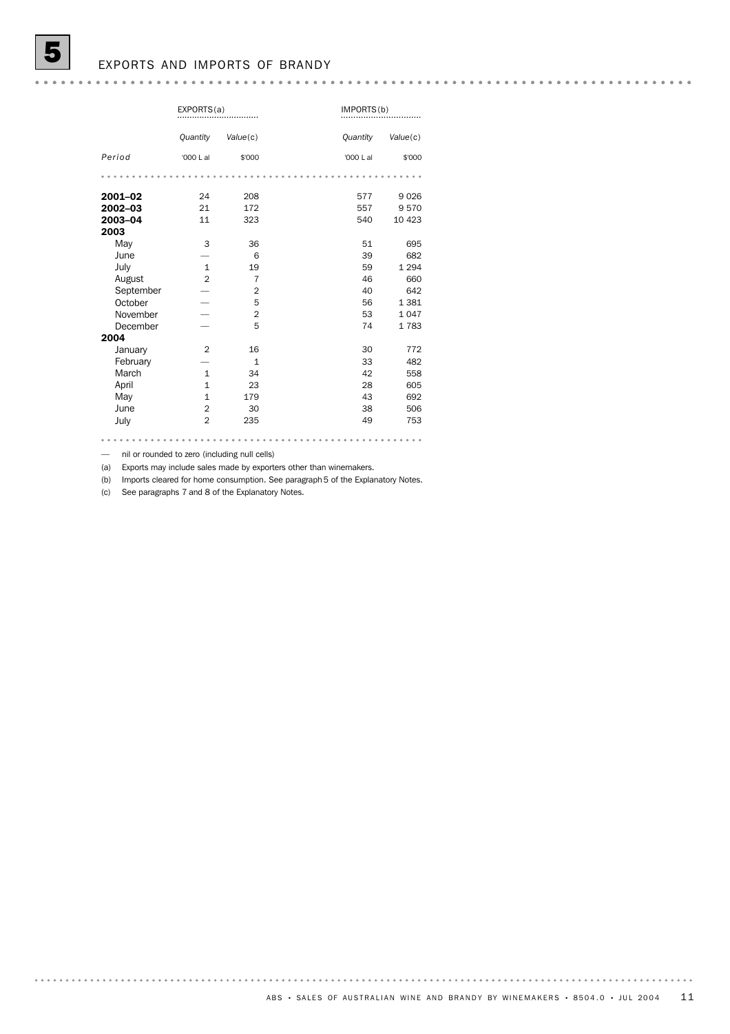## 5 EXPORTS AND IMPORTS OF BRANDY

| | EXPORTS(a) | | IMPORTS(b) | |
|---|---|---|---|---|
| | *Quantity* | *Value*(c) | *Quantity* | *Value*(c) |
| *Period* | '000 L al | $'000 | '000 L al | $'000 |
| **2001–02** | 24 | 208 | 577 | 9 026 |
| **2002–03** | 21 | 172 | 557 | 9 570 |
| **2003–04** | 11 | 323 | 540 | 10 423 |
| **2003** | | | | |
| May | 3 | 36 | 51 | 695 |
| June | — | 6 | 39 | 682 |
| July | 1 | 19 | 59 | 1 294 |
| August | 2 | 7 | 46 | 660 |
| September | — | 2 | 40 | 642 |
| October | — | 5 | 56 | 1 381 |
| November | — | 2 | 53 | 1 047 |
| December | — | 5 | 74 | 1 783 |
| **2004** | | | | |
| January | 2 | 16 | 30 | 772 |
| February | — | 1 | 33 | 482 |
| March | 1 | 34 | 42 | 558 |
| April | 1 | 23 | 28 | 605 |
| May | 1 | 179 | 43 | 692 |
| June | 2 | 30 | 38 | 506 |
| July | 2 | 235 | 49 | 753 |

— nil or rounded to zero (including null cells)

(a) Exports may include sales made by exporters other than winemakers.

(b) Imports cleared for home consumption. See paragraph 5 of the Explanatory Notes.

(c) See paragraphs 7 and 8 of the Explanatory Notes.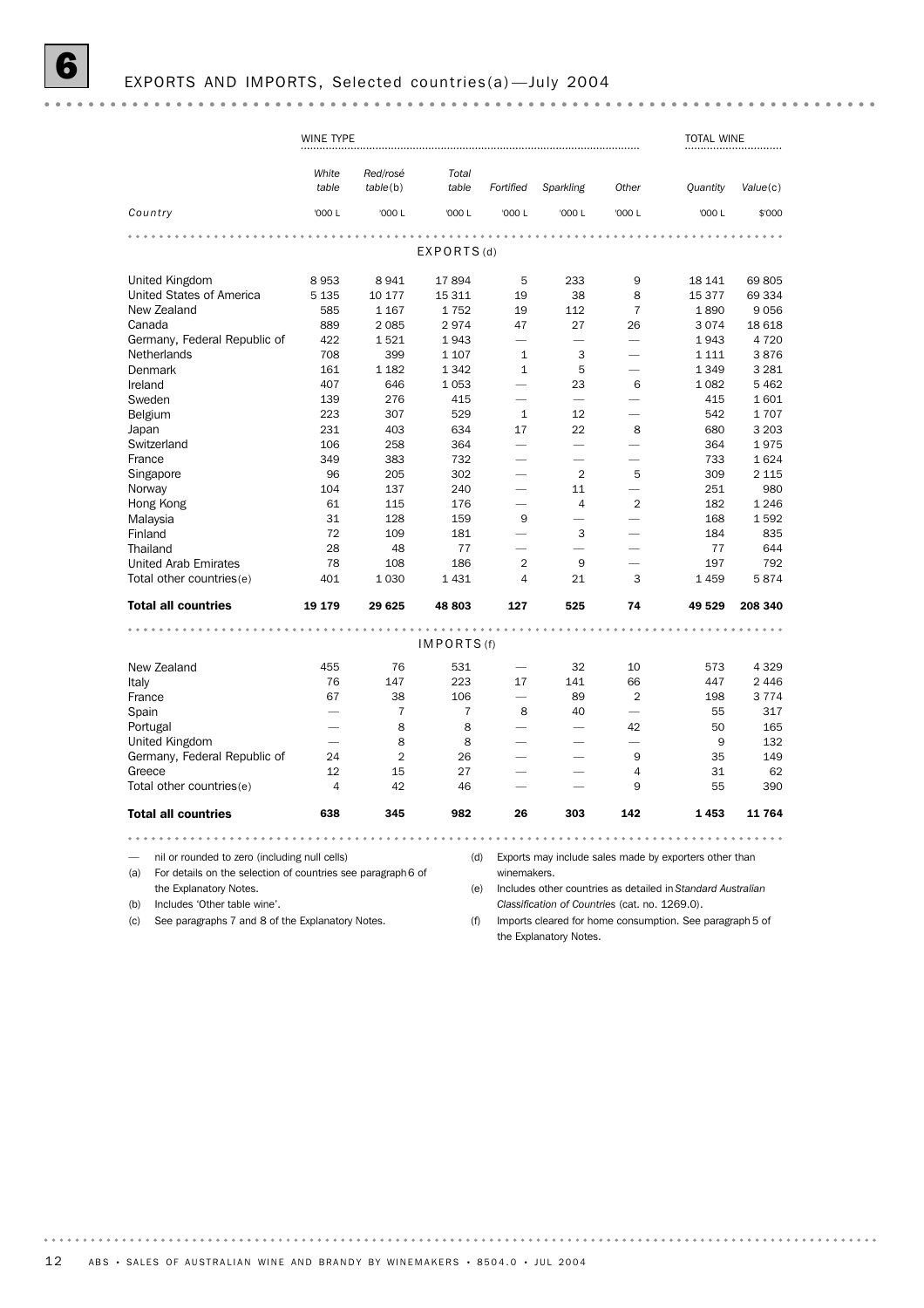# 6 EXPORTS AND IMPORTS, Selected countries(a) — July 2004

| Country | WINE TYPE | | | | | | TOTAL WINE | |
|---|---|---|---|---|---|---|---|---|
| | *White table* | *Red/rosé table*(b) | *Total table* | *Fortified* | *Sparkling* | *Other* | *Quantity* | *Value*(c) |
| | '000 L | '000 L | '000 L | '000 L | '000 L | '000 L | '000 L | $'000 |
| **EXPORTS**(d) | | | | | | | | |
| United Kingdom | 8 953 | 8 941 | 17 894 | 5 | 233 | 9 | 18 141 | 69 805 |
| United States of America | 5 135 | 10 177 | 15 311 | 19 | 38 | 8 | 15 377 | 69 334 |
| New Zealand | 585 | 1 167 | 1 752 | 19 | 112 | 7 | 1 890 | 9 056 |
| Canada | 889 | 2 085 | 2 974 | 47 | 27 | 26 | 3 074 | 18 618 |
| Germany, Federal Republic of | 422 | 1 521 | 1 943 | — | — | — | 1 943 | 4 720 |
| Netherlands | 708 | 399 | 1 107 | 1 | 3 | — | 1 111 | 3 876 |
| Denmark | 161 | 1 182 | 1 342 | 1 | 5 | — | 1 349 | 3 281 |
| Ireland | 407 | 646 | 1 053 | — | 23 | 6 | 1 082 | 5 462 |
| Sweden | 139 | 276 | 415 | — | — | — | 415 | 1 601 |
| Belgium | 223 | 307 | 529 | 1 | 12 | — | 542 | 1 707 |
| Japan | 231 | 403 | 634 | 17 | 22 | 8 | 680 | 3 203 |
| Switzerland | 106 | 258 | 364 | — | — | — | 364 | 1 975 |
| France | 349 | 383 | 732 | — | — | — | 733 | 1 624 |
| Singapore | 96 | 205 | 302 | — | 2 | 5 | 309 | 2 115 |
| Norway | 104 | 137 | 240 | — | 11 | — | 251 | 980 |
| Hong Kong | 61 | 115 | 176 | — | 4 | 2 | 182 | 1 246 |
| Malaysia | 31 | 128 | 159 | 9 | — | — | 168 | 1 592 |
| Finland | 72 | 109 | 181 | — | 3 | — | 184 | 835 |
| Thailand | 28 | 48 | 77 | — | — | — | 77 | 644 |
| United Arab Emirates | 78 | 108 | 186 | 2 | 9 | — | 197 | 792 |
| Total other countries(e) | 401 | 1 030 | 1 431 | 4 | 21 | 3 | 1 459 | 5 874 |
| **Total all countries** | **19 179** | **29 625** | **48 803** | **127** | **525** | **74** | **49 529** | **208 340** |
| **IMPORTS**(f) | | | | | | | | |
| New Zealand | 455 | 76 | 531 | — | 32 | 10 | 573 | 4 329 |
| Italy | 76 | 147 | 223 | 17 | 141 | 66 | 447 | 2 446 |
| France | 67 | 38 | 106 | — | 89 | 2 | 198 | 3 774 |
| Spain | — | 7 | 7 | 8 | 40 | — | 55 | 317 |
| Portugal | — | 8 | 8 | — | — | 42 | 50 | 165 |
| United Kingdom | — | 8 | 8 | — | — | — | 9 | 132 |
| Germany, Federal Republic of | 24 | 2 | 26 | — | — | 9 | 35 | 149 |
| Greece | 12 | 15 | 27 | — | — | 4 | 31 | 62 |
| Total other countries(e) | 4 | 42 | 46 | — | — | 9 | 55 | 390 |
| **Total all countries** | **638** | **345** | **982** | **26** | **303** | **142** | **1 453** | **11 764** |

— nil or rounded to zero (including null cells)

(a) For details on the selection of countries see paragraph 6 of the Explanatory Notes.

(b) Includes 'Other table wine'.

(c) See paragraphs 7 and 8 of the Explanatory Notes.

(d) Exports may include sales made by exporters other than winemakers.

(e) Includes other countries as detailed in *Standard Australian Classification of Countries* (cat. no. 1269.0).

(f) Imports cleared for home consumption. See paragraph 5 of the Explanatory Notes.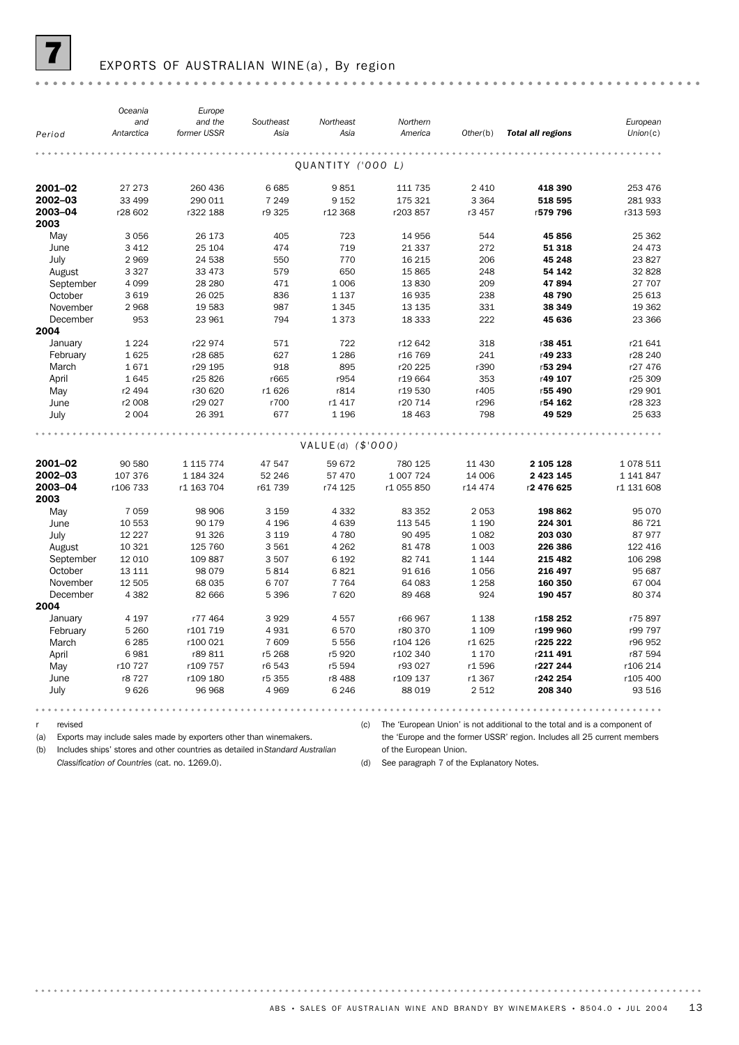# 7 EXPORTS OF AUSTRALIAN WINE(a), By region

| Period | Oceania and Antarctica | Europe and the former USSR | Southeast Asia | Northeast Asia | Northern America | Other(b) | **Total all regions** | European Union(c) |
|---|---|---|---|---|---|---|---|---|
| | | | | QUANTITY ('000 L) | | | | |
| **2001–02** | 27 273 | 260 436 | 6 685 | 9 851 | 111 735 | 2 410 | **418 390** | 253 476 |
| **2002–03** | 33 499 | 290 011 | 7 249 | 9 152 | 175 321 | 3 364 | **518 595** | 281 933 |
| **2003–04** | r28 602 | r322 188 | r9 325 | r12 368 | r203 857 | r3 457 | r**579 796** | r313 593 |
| **2003** | | | | | | | | |
| May | 3 056 | 26 173 | 405 | 723 | 14 956 | 544 | **45 856** | 25 362 |
| June | 3 412 | 25 104 | 474 | 719 | 21 337 | 272 | **51 318** | 24 473 |
| July | 2 969 | 24 538 | 550 | 770 | 16 215 | 206 | **45 248** | 23 827 |
| August | 3 327 | 33 473 | 579 | 650 | 15 865 | 248 | **54 142** | 32 828 |
| September | 4 099 | 28 280 | 471 | 1 006 | 13 830 | 209 | **47 894** | 27 707 |
| October | 3 619 | 26 025 | 836 | 1 137 | 16 935 | 238 | **48 790** | 25 613 |
| November | 2 968 | 19 583 | 987 | 1 345 | 13 135 | 331 | **38 349** | 19 362 |
| December | 953 | 23 961 | 794 | 1 373 | 18 333 | 222 | **45 636** | 23 366 |
| **2004** | | | | | | | | |
| January | 1 224 | r22 974 | 571 | 722 | r12 642 | 318 | r**38 451** | r21 641 |
| February | 1 625 | r28 685 | 627 | 1 286 | r16 769 | 241 | r**49 233** | r28 240 |
| March | 1 671 | r29 195 | 918 | 895 | r20 225 | r390 | r**53 294** | r27 476 |
| April | 1 645 | r25 826 | r665 | r954 | r19 664 | 353 | r**49 107** | r25 309 |
| May | r2 494 | r30 620 | r1 626 | r814 | r19 530 | r405 | r**55 490** | r29 901 |
| June | r2 008 | r29 027 | r700 | r1 417 | r20 714 | r296 | r**54 162** | r28 323 |
| July | 2 004 | 26 391 | 677 | 1 196 | 18 463 | 798 | **49 529** | 25 633 |
| | | | | VALUE(d) ($'000) | | | | |
| **2001–02** | 90 580 | 1 115 774 | 47 547 | 59 672 | 780 125 | 11 430 | **2 105 128** | 1 078 511 |
| **2002–03** | 107 376 | 1 184 324 | 52 246 | 57 470 | 1 007 724 | 14 006 | **2 423 145** | 1 141 847 |
| **2003–04** | r106 733 | r1 163 704 | r61 739 | r74 125 | r1 055 850 | r14 474 | r**2 476 625** | r1 131 608 |
| **2003** | | | | | | | | |
| May | 7 059 | 98 906 | 3 159 | 4 332 | 83 352 | 2 053 | **198 862** | 95 070 |
| June | 10 553 | 90 179 | 4 196 | 4 639 | 113 545 | 1 190 | **224 301** | 86 721 |
| July | 12 227 | 91 326 | 3 119 | 4 780 | 90 495 | 1 082 | **203 030** | 87 977 |
| August | 10 321 | 125 760 | 3 561 | 4 262 | 81 478 | 1 003 | **226 386** | 122 416 |
| September | 12 010 | 109 887 | 3 507 | 6 192 | 82 741 | 1 144 | **215 482** | 106 298 |
| October | 13 111 | 98 079 | 5 814 | 6 821 | 91 616 | 1 056 | **216 497** | 95 687 |
| November | 12 505 | 68 035 | 6 707 | 7 764 | 64 083 | 1 258 | **160 350** | 67 004 |
| December | 4 382 | 82 666 | 5 396 | 7 620 | 89 468 | 924 | **190 457** | 80 374 |
| **2004** | | | | | | | | |
| January | 4 197 | r77 464 | 3 929 | 4 557 | r66 967 | 1 138 | r**158 252** | r75 897 |
| February | 5 260 | r101 719 | 4 931 | 6 570 | r80 370 | 1 109 | r**199 960** | r99 797 |
| March | 6 285 | r100 021 | 7 609 | 5 556 | r104 126 | r1 625 | r**225 222** | r96 952 |
| April | 6 981 | r89 811 | r5 268 | r5 920 | r102 340 | 1 170 | r**211 491** | r87 594 |
| May | r10 727 | r109 757 | r6 543 | r5 594 | r93 027 | r1 596 | r**227 244** | r106 214 |
| June | r8 727 | r109 180 | r5 355 | r8 488 | r109 137 | r1 367 | r**242 254** | r105 400 |
| July | 9 626 | 96 968 | 4 969 | 6 246 | 88 019 | 2 512 | **208 340** | 93 516 |

r revised

(a) Exports may include sales made by exporters other than winemakers.

(b) Includes ships' stores and other countries as detailed in *Standard Australian Classification of Countries* (cat. no. 1269.0).

(c) The 'European Union' is not additional to the total and is a component of the 'Europe and the former USSR' region. Includes all 25 current members of the European Union.

(d) See paragraph 7 of the Explanatory Notes.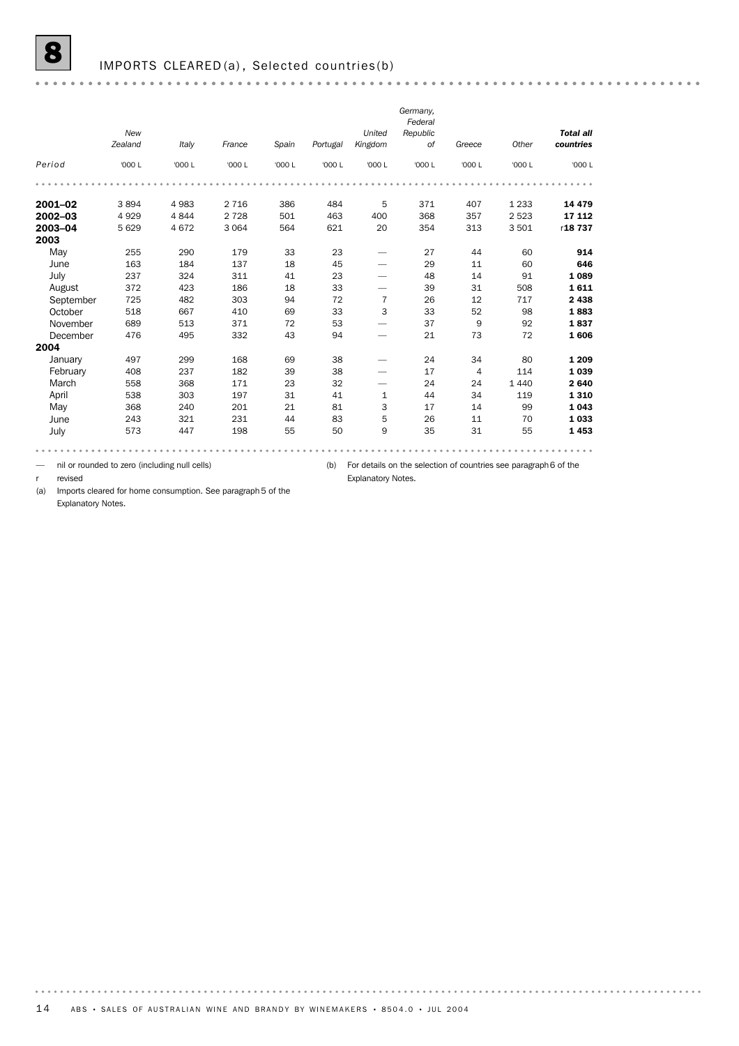# 8 IMPORTS CLEARED (a), Selected countries (b)

| Period | New Zealand | Italy | France | Spain | Portugal | United Kingdom | Germany, Federal Republic of | Greece | Other | **Total all countries** |
|---|---|---|---|---|---|---|---|---|---|---|
| | '000 L | '000 L | '000 L | '000 L | '000 L | '000 L | '000 L | '000 L | '000 L | '000 L |
| **2001–02** | 3 894 | 4 983 | 2 716 | 386 | 484 | 5 | 371 | 407 | 1 233 | **14 479** |
| **2002–03** | 4 929 | 4 844 | 2 728 | 501 | 463 | 400 | 368 | 357 | 2 523 | **17 112** |
| **2003–04** | 5 629 | 4 672 | 3 064 | 564 | 621 | 20 | 354 | 313 | 3 501 | r**18 737** |
| **2003** | | | | | | | | | | |
| May | 255 | 290 | 179 | 33 | 23 | — | 27 | 44 | 60 | **914** |
| June | 163 | 184 | 137 | 18 | 45 | — | 29 | 11 | 60 | **646** |
| July | 237 | 324 | 311 | 41 | 23 | — | 48 | 14 | 91 | **1 089** |
| August | 372 | 423 | 186 | 18 | 33 | — | 39 | 31 | 508 | **1 611** |
| September | 725 | 482 | 303 | 94 | 72 | 7 | 26 | 12 | 717 | **2 438** |
| October | 518 | 667 | 410 | 69 | 33 | 3 | 33 | 52 | 98 | **1 883** |
| November | 689 | 513 | 371 | 72 | 53 | — | 37 | 9 | 92 | **1 837** |
| December | 476 | 495 | 332 | 43 | 94 | — | 21 | 73 | 72 | **1 606** |
| **2004** | | | | | | | | | | |
| January | 497 | 299 | 168 | 69 | 38 | — | 24 | 34 | 80 | **1 209** |
| February | 408 | 237 | 182 | 39 | 38 | — | 17 | 4 | 114 | **1 039** |
| March | 558 | 368 | 171 | 23 | 32 | — | 24 | 24 | 1 440 | **2 640** |
| April | 538 | 303 | 197 | 31 | 41 | 1 | 44 | 34 | 119 | **1 310** |
| May | 368 | 240 | 201 | 21 | 81 | 3 | 17 | 14 | 99 | **1 043** |
| June | 243 | 321 | 231 | 44 | 83 | 5 | 26 | 11 | 70 | **1 033** |
| July | 573 | 447 | 198 | 55 | 50 | 9 | 35 | 31 | 55 | **1 453** |

— nil or rounded to zero (including null cells)

r revised

(a) Imports cleared for home consumption. See paragraph 5 of the Explanatory Notes.

(b) For details on the selection of countries see paragraph 6 of the Explanatory Notes.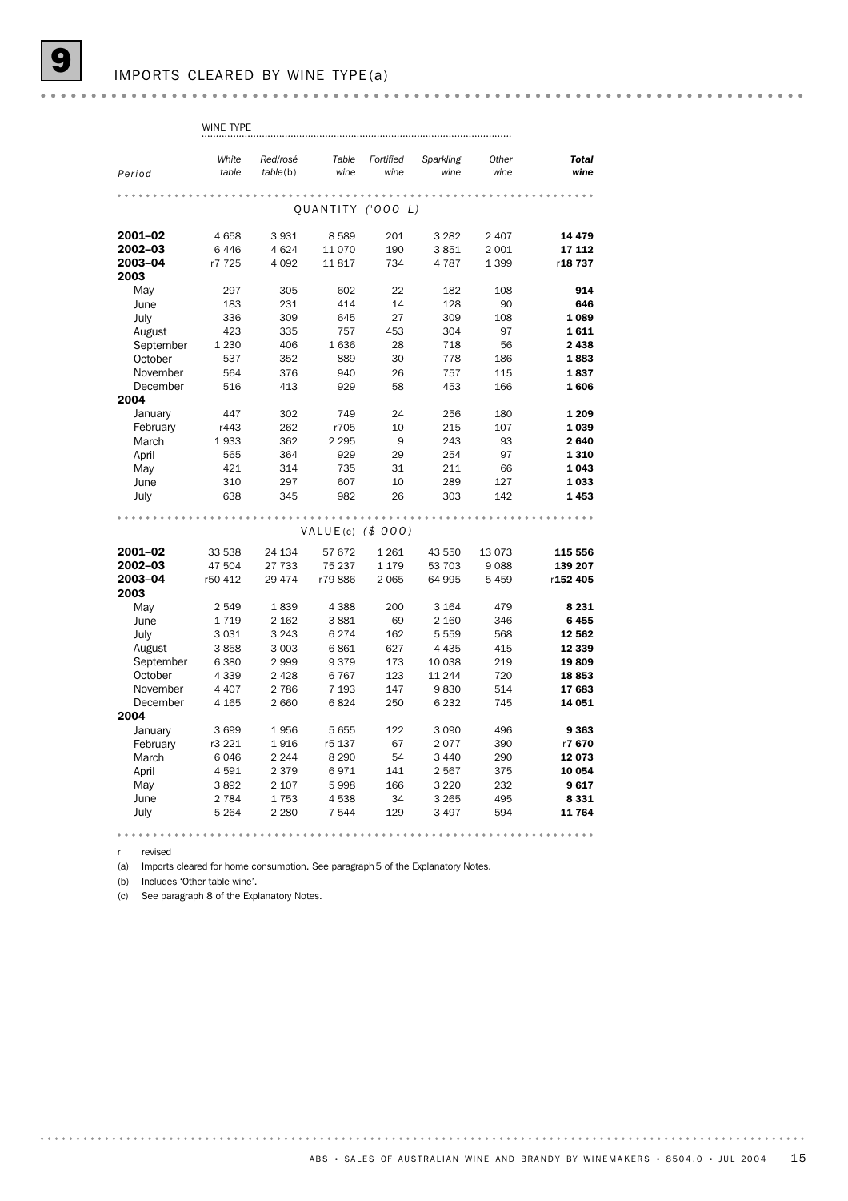# 9 IMPORTS CLEARED BY WINE TYPE(a)

| Period | White table | Red/rosé table(b) | Table wine | Fortified wine | Sparkling wine | Other wine | **Total wine** |
|---|---|---|---|---|---|---|---|
| | QUANTITY ('000 L) | | | | | | |
| **2001–02** | 4 658 | 3 931 | 8 589 | 201 | 3 282 | 2 407 | **14 479** |
| **2002–03** | 6 446 | 4 624 | 11 070 | 190 | 3 851 | 2 001 | **17 112** |
| **2003–04** | r7 725 | 4 092 | 11 817 | 734 | 4 787 | 1 399 | r**18 737** |
| **2003** | | | | | | | |
| May | 297 | 305 | 602 | 22 | 182 | 108 | **914** |
| June | 183 | 231 | 414 | 14 | 128 | 90 | **646** |
| July | 336 | 309 | 645 | 27 | 309 | 108 | **1 089** |
| August | 423 | 335 | 757 | 453 | 304 | 97 | **1 611** |
| September | 1 230 | 406 | 1 636 | 28 | 718 | 56 | **2 438** |
| October | 537 | 352 | 889 | 30 | 778 | 186 | **1 883** |
| November | 564 | 376 | 940 | 26 | 757 | 115 | **1 837** |
| December | 516 | 413 | 929 | 58 | 453 | 166 | **1 606** |
| **2004** | | | | | | | |
| January | 447 | 302 | 749 | 24 | 256 | 180 | **1 209** |
| February | r443 | 262 | r705 | 10 | 215 | 107 | **1 039** |
| March | 1 933 | 362 | 2 295 | 9 | 243 | 93 | **2 640** |
| April | 565 | 364 | 929 | 29 | 254 | 97 | **1 310** |
| May | 421 | 314 | 735 | 31 | 211 | 66 | **1 043** |
| June | 310 | 297 | 607 | 10 | 289 | 127 | **1 033** |
| July | 638 | 345 | 982 | 26 | 303 | 142 | **1 453** |
| | VALUE(c) ($'000) | | | | | | |
| **2001–02** | 33 538 | 24 134 | 57 672 | 1 261 | 43 550 | 13 073 | **115 556** |
| **2002–03** | 47 504 | 27 733 | 75 237 | 1 179 | 53 703 | 9 088 | **139 207** |
| **2003–04** | r50 412 | 29 474 | r79 886 | 2 065 | 64 995 | 5 459 | r**152 405** |
| **2003** | | | | | | | |
| May | 2 549 | 1 839 | 4 388 | 200 | 3 164 | 479 | **8 231** |
| June | 1 719 | 2 162 | 3 881 | 69 | 2 160 | 346 | **6 455** |
| July | 3 031 | 3 243 | 6 274 | 162 | 5 559 | 568 | **12 562** |
| August | 3 858 | 3 003 | 6 861 | 627 | 4 435 | 415 | **12 339** |
| September | 6 380 | 2 999 | 9 379 | 173 | 10 038 | 219 | **19 809** |
| October | 4 339 | 2 428 | 6 767 | 123 | 11 244 | 720 | **18 853** |
| November | 4 407 | 2 786 | 7 193 | 147 | 9 830 | 514 | **17 683** |
| December | 4 165 | 2 660 | 6 824 | 250 | 6 232 | 745 | **14 051** |
| **2004** | | | | | | | |
| January | 3 699 | 1 956 | 5 655 | 122 | 3 090 | 496 | **9 363** |
| February | r3 221 | 1 916 | r5 137 | 67 | 2 077 | 390 | r**7 670** |
| March | 6 046 | 2 244 | 8 290 | 54 | 3 440 | 290 | **12 073** |
| April | 4 591 | 2 379 | 6 971 | 141 | 2 567 | 375 | **10 054** |
| May | 3 892 | 2 107 | 5 998 | 166 | 3 220 | 232 | **9 617** |
| June | 2 784 | 1 753 | 4 538 | 34 | 3 265 | 495 | **8 331** |
| July | 5 264 | 2 280 | 7 544 | 129 | 3 497 | 594 | **11 764** |

r revised

(a) Imports cleared for home consumption. See paragraph 5 of the Explanatory Notes.

(b) Includes 'Other table wine'.

(c) See paragraph 8 of the Explanatory Notes.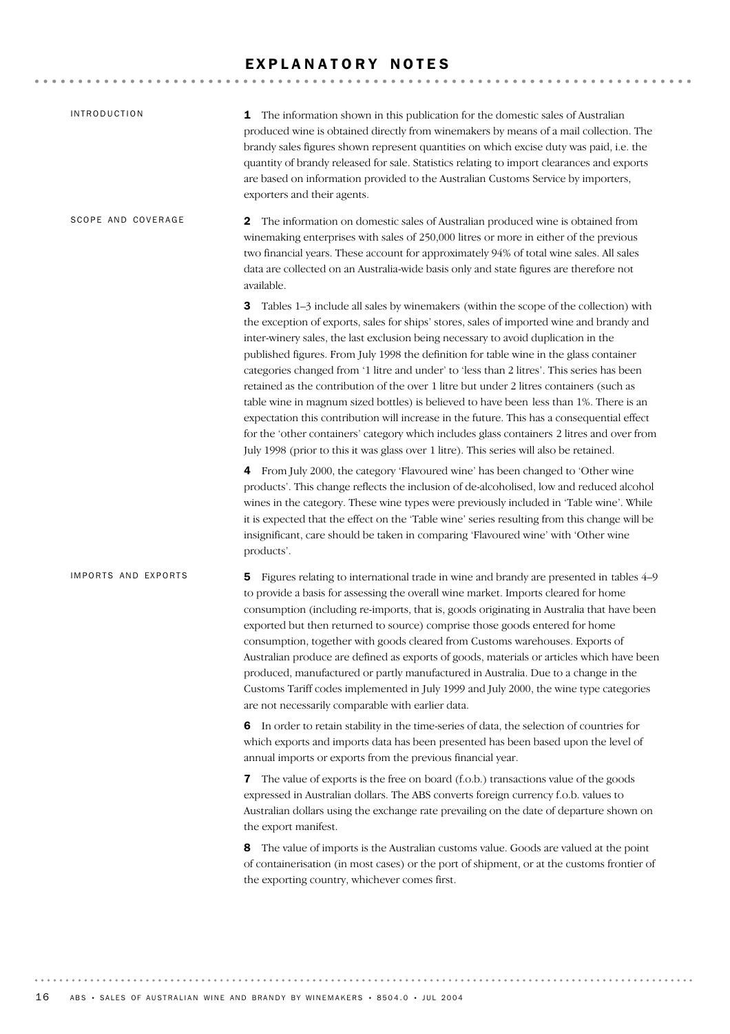# EXPLANATORY NOTES

## INTRODUCTION

**1** The information shown in this publication for the domestic sales of Australian produced wine is obtained directly from winemakers by means of a mail collection. The brandy sales figures shown represent quantities on which excise duty was paid, i.e. the quantity of brandy released for sale. Statistics relating to import clearances and exports are based on information provided to the Australian Customs Service by importers, exporters and their agents.

## SCOPE AND COVERAGE

**2** The information on domestic sales of Australian produced wine is obtained from winemaking enterprises with sales of 250,000 litres or more in either of the previous two financial years. These account for approximately 94% of total wine sales. All sales data are collected on an Australia-wide basis only and state figures are therefore not available.

**3** Tables 1–3 include all sales by winemakers (within the scope of the collection) with the exception of exports, sales for ships' stores, sales of imported wine and brandy and inter-winery sales, the last exclusion being necessary to avoid duplication in the published figures. From July 1998 the definition for table wine in the glass container categories changed from '1 litre and under' to 'less than 2 litres'. This series has been retained as the contribution of the over 1 litre but under 2 litres containers (such as table wine in magnum sized bottles) is believed to have been less than 1%. There is an expectation this contribution will increase in the future. This has a consequential effect for the 'other containers' category which includes glass containers 2 litres and over from July 1998 (prior to this it was glass over 1 litre). This series will also be retained.

**4** From July 2000, the category 'Flavoured wine' has been changed to 'Other wine products'. This change reflects the inclusion of de-alcoholised, low and reduced alcohol wines in the category. These wine types were previously included in 'Table wine'. While it is expected that the effect on the 'Table wine' series resulting from this change will be insignificant, care should be taken in comparing 'Flavoured wine' with 'Other wine products'.

## IMPORTS AND EXPORTS

**5** Figures relating to international trade in wine and brandy are presented in tables 4–9 to provide a basis for assessing the overall wine market. Imports cleared for home consumption (including re-imports, that is, goods originating in Australia that have been exported but then returned to source) comprise those goods entered for home consumption, together with goods cleared from Customs warehouses. Exports of Australian produce are defined as exports of goods, materials or articles which have been produced, manufactured or partly manufactured in Australia. Due to a change in the Customs Tariff codes implemented in July 1999 and July 2000, the wine type categories are not necessarily comparable with earlier data.

**6** In order to retain stability in the time-series of data, the selection of countries for which exports and imports data has been presented has been based upon the level of annual imports or exports from the previous financial year.

**7** The value of exports is the free on board (f.o.b.) transactions value of the goods expressed in Australian dollars. The ABS converts foreign currency f.o.b. values to Australian dollars using the exchange rate prevailing on the date of departure shown on the export manifest.

**8** The value of imports is the Australian customs value. Goods are valued at the point of containerisation (in most cases) or the port of shipment, or at the customs frontier of the exporting country, whichever comes first.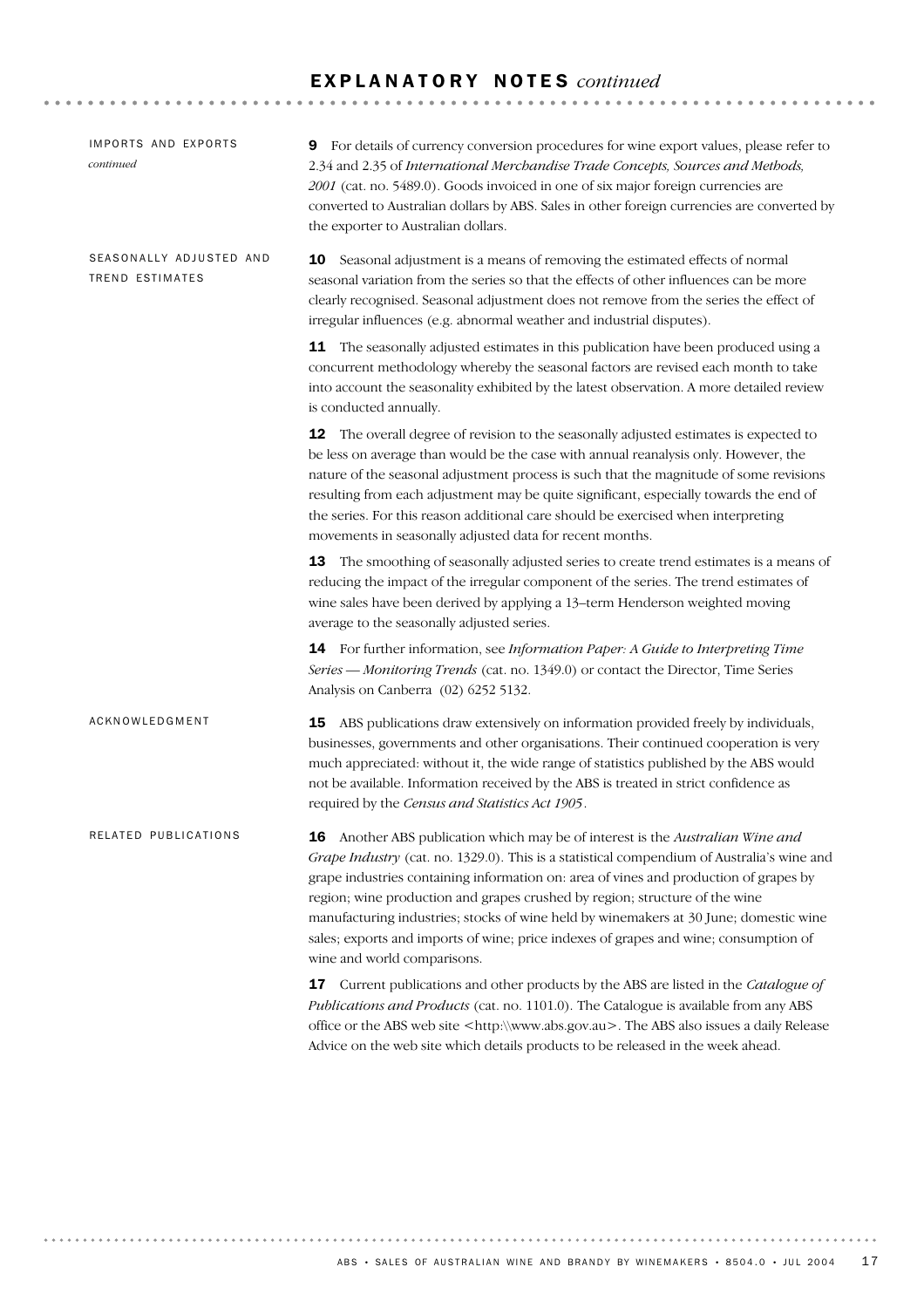# EXPLANATORY NOTES *continued*

### IMPORTS AND EXPORTS *continued*

**9** For details of currency conversion procedures for wine export values, please refer to 2.34 and 2.35 of *International Merchandise Trade Concepts, Sources and Methods, 2001* (cat. no. 5489.0). Goods invoiced in one of six major foreign currencies are converted to Australian dollars by ABS. Sales in other foreign currencies are converted by the exporter to Australian dollars.

### SEASONALLY ADJUSTED AND TREND ESTIMATES

**10** Seasonal adjustment is a means of removing the estimated effects of normal seasonal variation from the series so that the effects of other influences can be more clearly recognised. Seasonal adjustment does not remove from the series the effect of irregular influences (e.g. abnormal weather and industrial disputes).

**11** The seasonally adjusted estimates in this publication have been produced using a concurrent methodology whereby the seasonal factors are revised each month to take into account the seasonality exhibited by the latest observation. A more detailed review is conducted annually.

**12** The overall degree of revision to the seasonally adjusted estimates is expected to be less on average than would be the case with annual reanalysis only. However, the nature of the seasonal adjustment process is such that the magnitude of some revisions resulting from each adjustment may be quite significant, especially towards the end of the series. For this reason additional care should be exercised when interpreting movements in seasonally adjusted data for recent months.

**13** The smoothing of seasonally adjusted series to create trend estimates is a means of reducing the impact of the irregular component of the series. The trend estimates of wine sales have been derived by applying a 13–term Henderson weighted moving average to the seasonally adjusted series.

**14** For further information, see *Information Paper: A Guide to Interpreting Time Series — Monitoring Trends* (cat. no. 1349.0) or contact the Director, Time Series Analysis on Canberra (02) 6252 5132.

### ACKNOWLEDGMENT

**15** ABS publications draw extensively on information provided freely by individuals, businesses, governments and other organisations. Their continued cooperation is very much appreciated: without it, the wide range of statistics published by the ABS would not be available. Information received by the ABS is treated in strict confidence as required by the *Census and Statistics Act 1905*.

### RELATED PUBLICATIONS

**16** Another ABS publication which may be of interest is the *Australian Wine and Grape Industry* (cat. no. 1329.0). This is a statistical compendium of Australia's wine and grape industries containing information on: area of vines and production of grapes by region; wine production and grapes crushed by region; structure of the wine manufacturing industries; stocks of wine held by winemakers at 30 June; domestic wine sales; exports and imports of wine; price indexes of grapes and wine; consumption of wine and world comparisons.

**17** Current publications and other products by the ABS are listed in the *Catalogue of Publications and Products* (cat. no. 1101.0). The Catalogue is available from any ABS office or the ABS web site <http:\\www.abs.gov.au>. The ABS also issues a daily Release Advice on the web site which details products to be released in the week ahead.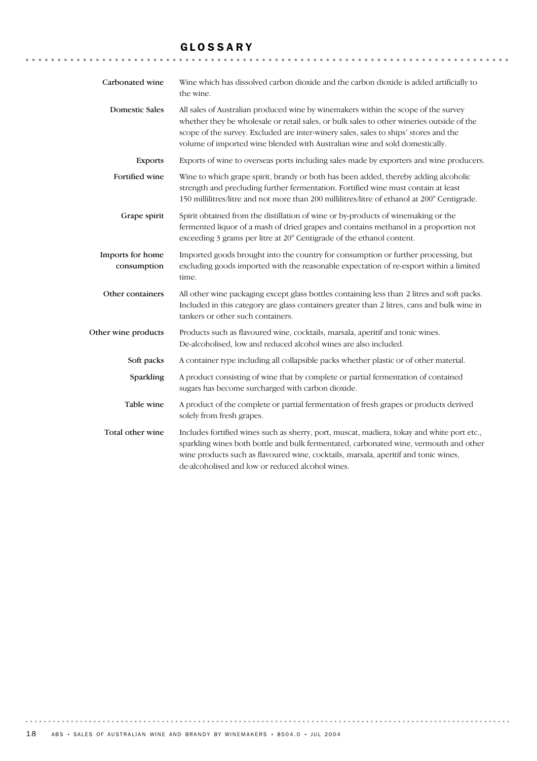# GLOSSARY

**Carbonated wine** Wine which has dissolved carbon dioxide and the carbon dioxide is added artificially to the wine.

**Domestic Sales** All sales of Australian produced wine by winemakers within the scope of the survey whether they be wholesale or retail sales, or bulk sales to other wineries outside of the scope of the survey. Excluded are inter-winery sales, sales to ships' stores and the volume of imported wine blended with Australian wine and sold domestically.

**Exports** Exports of wine to overseas ports including sales made by exporters and wine producers.

**Fortified wine** Wine to which grape spirit, brandy or both has been added, thereby adding alcoholic strength and precluding further fermentation. Fortified wine must contain at least 150 millilitres/litre and not more than 200 millilitres/litre of ethanol at 200° Centigrade.

**Grape spirit** Spirit obtained from the distillation of wine or by-products of winemaking or the fermented liquor of a mash of dried grapes and contains methanol in a proportion not exceeding 3 grams per litre at 20° Centigrade of the ethanol content.

**Imports for home consumption** Imported goods brought into the country for consumption or further processing, but excluding goods imported with the reasonable expectation of re-export within a limited time.

**Other containers** All other wine packaging except glass bottles containing less than 2 litres and soft packs. Included in this category are glass containers greater than 2 litres, cans and bulk wine in tankers or other such containers.

**Other wine products** Products such as flavoured wine, cocktails, marsala, aperitif and tonic wines. De-alcoholised, low and reduced alcohol wines are also included.

**Soft packs** A container type including all collapsible packs whether plastic or of other material.

**Sparkling** A product consisting of wine that by complete or partial fermentation of contained sugars has become surcharged with carbon dioxide.

**Table wine** A product of the complete or partial fermentation of fresh grapes or products derived solely from fresh grapes.

**Total other wine** Includes fortified wines such as sherry, port, muscat, madiera, tokay and white port etc., sparkling wines both bottle and bulk fermentated, carbonated wine, vermouth and other wine products such as flavoured wine, cocktails, marsala, aperitif and tonic wines, de-alcoholised and low or reduced alcohol wines.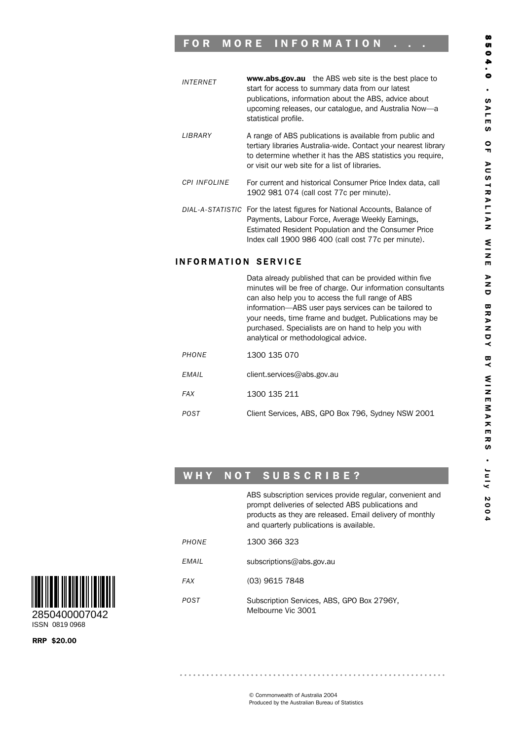## FOR MORE INFORMATION . . .

| | |
|---|---|
| *INTERNET* | **www.abs.gov.au** the ABS web site is the best place to start for access to summary data from our latest publications, information about the ABS, advice about upcoming releases, our catalogue, and Australia Now—a statistical profile. |
| *LIBRARY* | A range of ABS publications is available from public and tertiary libraries Australia-wide. Contact your nearest library to determine whether it has the ABS statistics you require, or visit our web site for a list of libraries. |
| *CPI INFOLINE* | For current and historical Consumer Price Index data, call 1902 981 074 (call cost 77c per minute). |
| *DIAL-A-STATISTIC* | For the latest figures for National Accounts, Balance of Payments, Labour Force, Average Weekly Earnings, Estimated Resident Population and the Consumer Price Index call 1900 986 400 (call cost 77c per minute). |

### INFORMATION SERVICE

Data already published that can be provided within five minutes will be free of charge. Our information consultants can also help you to access the full range of ABS information—ABS user pays services can be tailored to your needs, time frame and budget. Publications may be purchased. Specialists are on hand to help you with analytical or methodological advice.

| | |
|---|---|
| *PHONE* | 1300 135 070 |
| *EMAIL* | client.services@abs.gov.au |
| *FAX* | 1300 135 211 |
| *POST* | Client Services, ABS, GPO Box 796, Sydney NSW 2001 |

## WHY NOT SUBSCRIBE?

ABS subscription services provide regular, convenient and prompt deliveries of selected ABS publications and products as they are released. Email delivery of monthly and quarterly publications is available.

| | |
|---|---|
| *PHONE* | 1300 366 323 |
| *EMAIL* | subscriptions@abs.gov.au |
| *FAX* | (03) 9615 7848 |
| *POST* | Subscription Services, ABS, GPO Box 2796Y, Melbourne Vic 3001 |

2850400007042

ISSN 0819 0968

**RRP $20.00**

© Commonwealth of Australia 2004
Produced by the Australian Bureau of Statistics